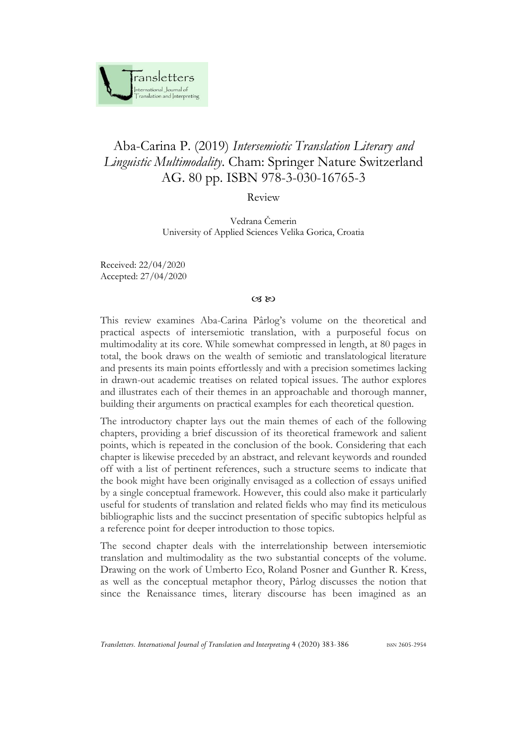# Aba-Carina P. (2019) *Intersemiotic Translation Literary and Linguistic Multimodality*. Cham: Springer Nature Switzerland AG. 80 pp. ISBN 978-3-030-16765-3

Review

Vedrana Čemerin
University of Applied Sciences Velika Gorica, Croatia

Received: 22/04/2020
Accepted: 27/04/2020

ꕤ

This review examines Aba-Carina Pârlog's volume on the theoretical and practical aspects of intersemiotic translation, with a purposeful focus on multimodality at its core. While somewhat compressed in length, at 80 pages in total, the book draws on the wealth of semiotic and translatological literature and presents its main points effortlessly and with a precision sometimes lacking in drawn-out academic treatises on related topical issues. The author explores and illustrates each of their themes in an approachable and thorough manner, building their arguments on practical examples for each theoretical question.

The introductory chapter lays out the main themes of each of the following chapters, providing a brief discussion of its theoretical framework and salient points, which is repeated in the conclusion of the book. Considering that each chapter is likewise preceded by an abstract, and relevant keywords and rounded off with a list of pertinent references, such a structure seems to indicate that the book might have been originally envisaged as a collection of essays unified by a single conceptual framework. However, this could also make it particularly useful for students of translation and related fields who may find its meticulous bibliographic lists and the succinct presentation of specific subtopics helpful as a reference point for deeper introduction to those topics.

The second chapter deals with the interrelationship between intersemiotic translation and multimodality as the two substantial concepts of the volume. Drawing on the work of Umberto Eco, Roland Posner and Gunther R. Kress, as well as the conceptual metaphor theory, Pârlog discusses the notion that since the Renaissance times, literary discourse has been imagined as an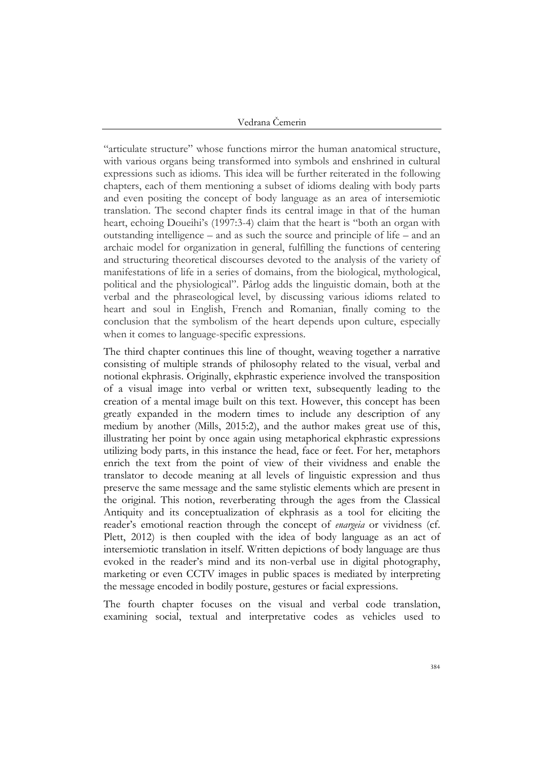"articulate structure" whose functions mirror the human anatomical structure, with various organs being transformed into symbols and enshrined in cultural expressions such as idioms. This idea will be further reiterated in the following chapters, each of them mentioning a subset of idioms dealing with body parts and even positing the concept of body language as an area of intersemiotic translation. The second chapter finds its central image in that of the human heart, echoing Doueihi's (1997:3-4) claim that the heart is "both an organ with outstanding intelligence – and as such the source and principle of life – and an archaic model for organization in general, fulfilling the functions of centering and structuring theoretical discourses devoted to the analysis of the variety of manifestations of life in a series of domains, from the biological, mythological, political and the physiological". Pârlog adds the linguistic domain, both at the verbal and the phraseological level, by discussing various idioms related to heart and soul in English, French and Romanian, finally coming to the conclusion that the symbolism of the heart depends upon culture, especially when it comes to language-specific expressions.

The third chapter continues this line of thought, weaving together a narrative consisting of multiple strands of philosophy related to the visual, verbal and notional ekphrasis. Originally, ekphrastic experience involved the transposition of a visual image into verbal or written text, subsequently leading to the creation of a mental image built on this text. However, this concept has been greatly expanded in the modern times to include any description of any medium by another (Mills, 2015:2), and the author makes great use of this, illustrating her point by once again using metaphorical ekphrastic expressions utilizing body parts, in this instance the head, face or feet. For her, metaphors enrich the text from the point of view of their vividness and enable the translator to decode meaning at all levels of linguistic expression and thus preserve the same message and the same stylistic elements which are present in the original. This notion, reverberating through the ages from the Classical Antiquity and its conceptualization of ekphrasis as a tool for eliciting the reader's emotional reaction through the concept of *enargeia* or vividness (cf. Plett, 2012) is then coupled with the idea of body language as an act of intersemiotic translation in itself. Written depictions of body language are thus evoked in the reader's mind and its non-verbal use in digital photography, marketing or even CCTV images in public spaces is mediated by interpreting the message encoded in bodily posture, gestures or facial expressions.

The fourth chapter focuses on the visual and verbal code translation, examining social, textual and interpretative codes as vehicles used to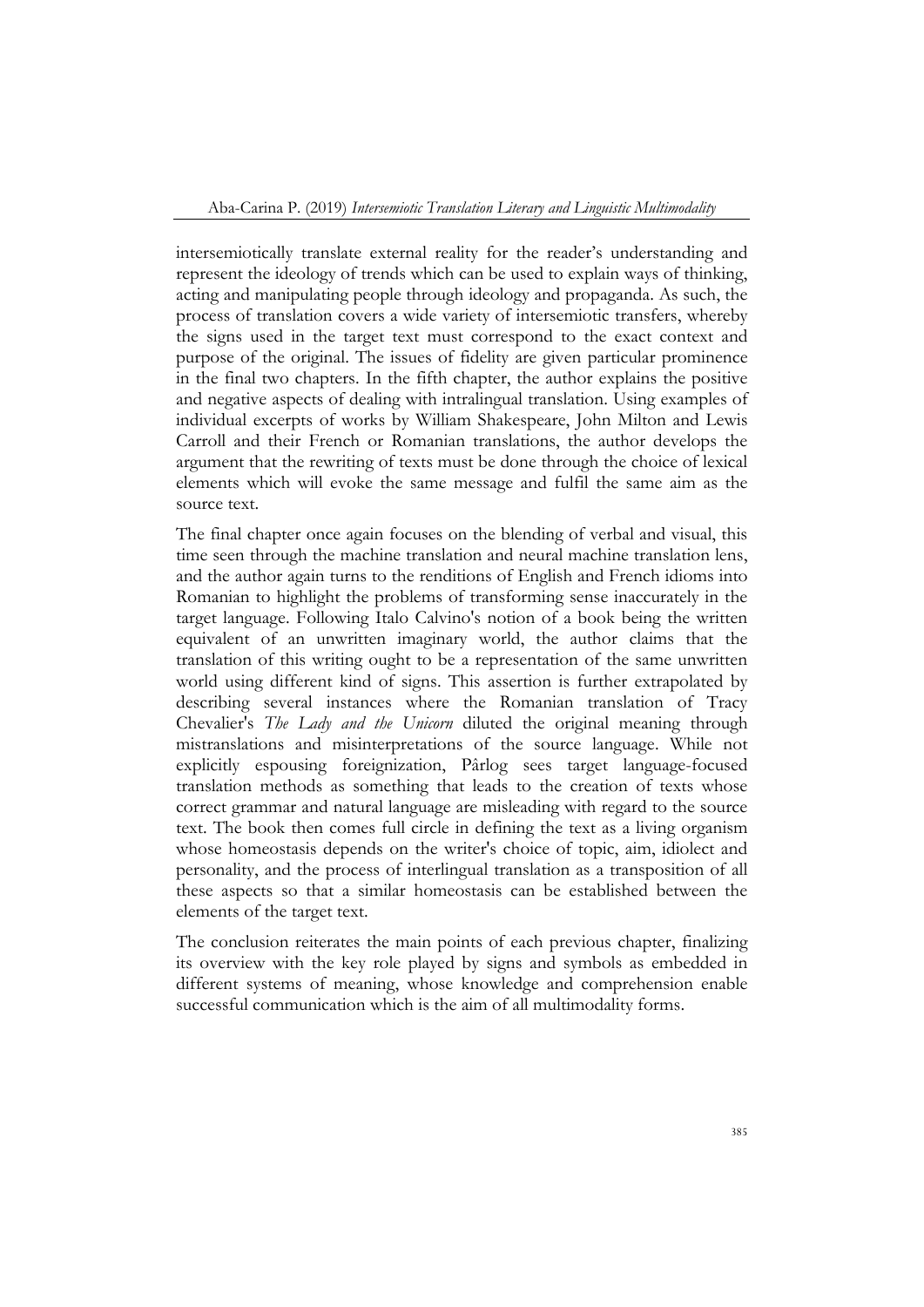intersemiotically translate external reality for the reader's understanding and represent the ideology of trends which can be used to explain ways of thinking, acting and manipulating people through ideology and propaganda. As such, the process of translation covers a wide variety of intersemiotic transfers, whereby the signs used in the target text must correspond to the exact context and purpose of the original. The issues of fidelity are given particular prominence in the final two chapters. In the fifth chapter, the author explains the positive and negative aspects of dealing with intralingual translation. Using examples of individual excerpts of works by William Shakespeare, John Milton and Lewis Carroll and their French or Romanian translations, the author develops the argument that the rewriting of texts must be done through the choice of lexical elements which will evoke the same message and fulfil the same aim as the source text.

The final chapter once again focuses on the blending of verbal and visual, this time seen through the machine translation and neural machine translation lens, and the author again turns to the renditions of English and French idioms into Romanian to highlight the problems of transforming sense inaccurately in the target language. Following Italo Calvino's notion of a book being the written equivalent of an unwritten imaginary world, the author claims that the translation of this writing ought to be a representation of the same unwritten world using different kind of signs. This assertion is further extrapolated by describing several instances where the Romanian translation of Tracy Chevalier's *The Lady and the Unicorn* diluted the original meaning through mistranslations and misinterpretations of the source language. While not explicitly espousing foreignization, Pârlog sees target language-focused translation methods as something that leads to the creation of texts whose correct grammar and natural language are misleading with regard to the source text. The book then comes full circle in defining the text as a living organism whose homeostasis depends on the writer's choice of topic, aim, idiolect and personality, and the process of interlingual translation as a transposition of all these aspects so that a similar homeostasis can be established between the elements of the target text.

The conclusion reiterates the main points of each previous chapter, finalizing its overview with the key role played by signs and symbols as embedded in different systems of meaning, whose knowledge and comprehension enable successful communication which is the aim of all multimodality forms.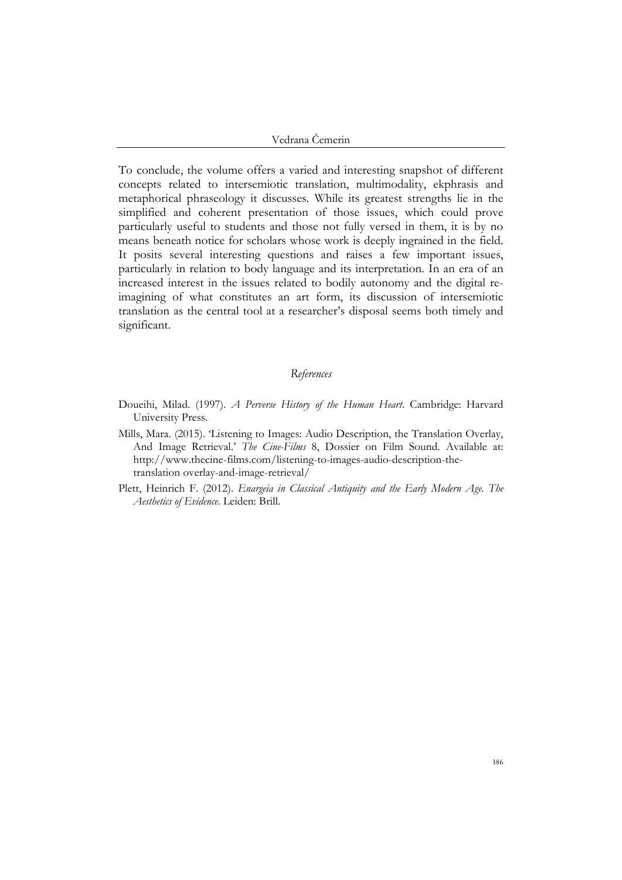To conclude, the volume offers a varied and interesting snapshot of different concepts related to intersemiotic translation, multimodality, ekphrasis and metaphorical phraseology it discusses. While its greatest strengths lie in the simplified and coherent presentation of those issues, which could prove particularly useful to students and those not fully versed in them, it is by no means beneath notice for scholars whose work is deeply ingrained in the field. It posits several interesting questions and raises a few important issues, particularly in relation to body language and its interpretation. In an era of an increased interest in the issues related to bodily autonomy and the digital re-imagining of what constitutes an art form, its discussion of intersemiotic translation as the central tool at a researcher's disposal seems both timely and significant.

## *References*

Doueihi, Milad. (1997). *A Perverse History of the Human Heart*. Cambridge: Harvard University Press.

Mills, Mara. (2015). 'Listening to Images: Audio Description, the Translation Overlay, And Image Retrieval.' *The Cine-Films* 8, Dossier on Film Sound. Available at: http://www.thecine-films.com/listening-to-images-audio-description-the-translation overlay-and-image-retrieval/

Plett, Heinrich F. (2012). *Enargeia in Classical Antiquity and the Early Modern Age. The Aesthetics of Evidence*. Leiden: Brill.